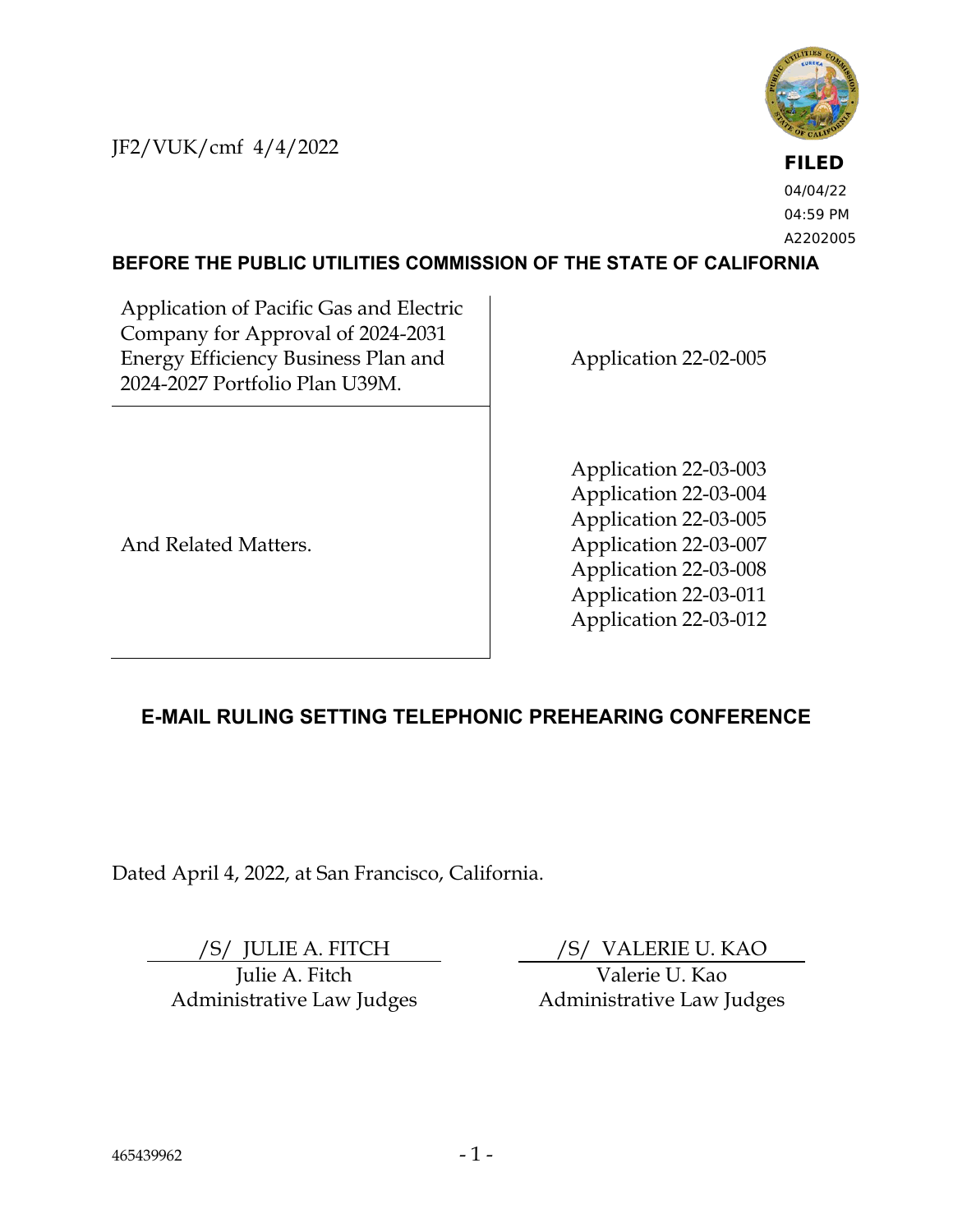JF2/VUK/cmf 4/4/2022

**FILED**
04/04/22
04:59 PM
A2202005

## BEFORE THE PUBLIC UTILITIES COMMISSION OF THE STATE OF CALIFORNIA

| | |
|---|---|
| Application of Pacific Gas and Electric Company for Approval of 2024-2031 Energy Efficiency Business Plan and 2024-2027 Portfolio Plan U39M. | Application 22-02-005 |
| And Related Matters. | Application 22-03-003<br>Application 22-03-004<br>Application 22-03-005<br>Application 22-03-007<br>Application 22-03-008<br>Application 22-03-011<br>Application 22-03-012 |

## E-MAIL RULING SETTING TELEPHONIC PREHEARING CONFERENCE

Dated April 4, 2022, at San Francisco, California.

/S/ JULIE A. FITCH
Julie A. Fitch
Administrative Law Judges

/S/ VALERIE U. KAO
Valerie U. Kao
Administrative Law Judges

465439962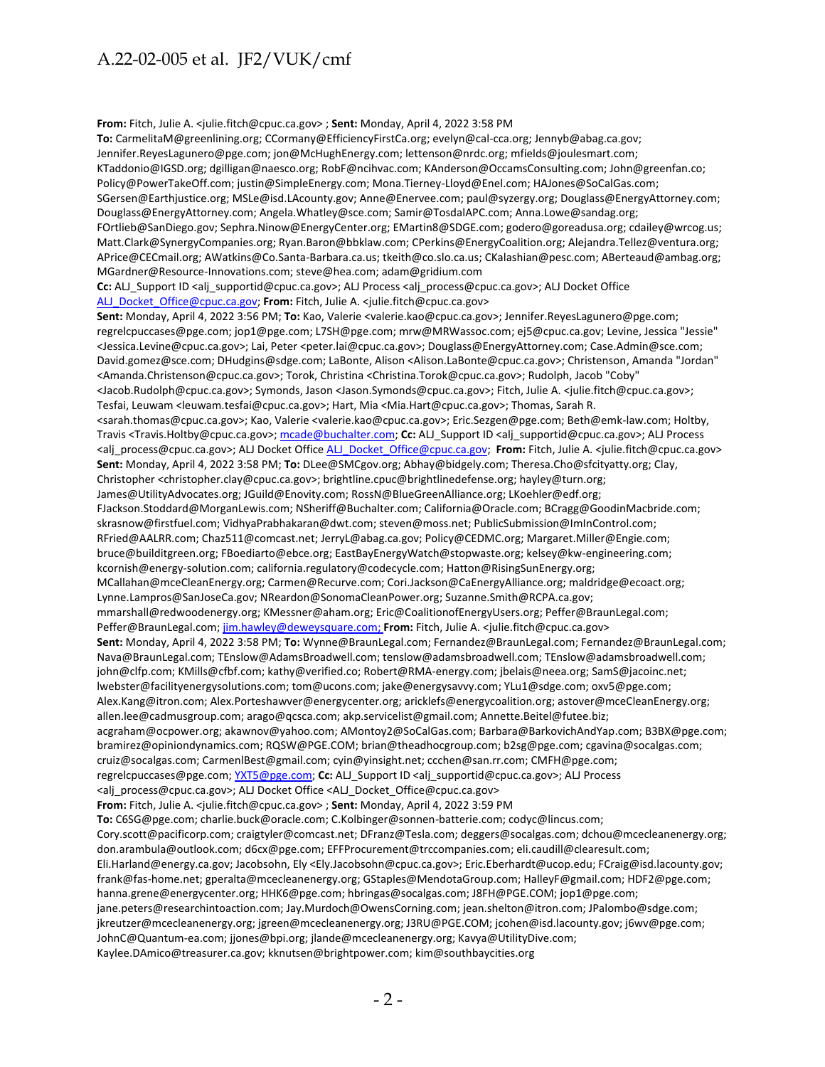**From:** Fitch, Julie A. <julie.fitch@cpuc.ca.gov> ; **Sent:** Monday, April 4, 2022 3:58 PM
**To:** CarmelitaM@greenlining.org; CCormany@EfficiencyFirstCa.org; evelyn@cal-cca.org; Jennyb@abag.ca.gov; Jennifer.ReyesLagunero@pge.com; jon@McHughEnergy.com; lettenson@nrdc.org; mfields@joulesmart.com; KTaddonio@IGSD.org; dgilligan@naesco.org; RobF@ncihvac.com; KAnderson@OccamsConsulting.com; John@greenfan.co; Policy@PowerTakeOff.com; justin@SimpleEnergy.com; Mona.Tierney-Lloyd@Enel.com; HAJones@SoCalGas.com; SGersen@Earthjustice.org; MSLe@isd.LAcounty.gov; Anne@Enervee.com; paul@syzergy.org; Douglass@EnergyAttorney.com; Douglass@EnergyAttorney.com; Angela.Whatley@sce.com; Samir@TosdalAPC.com; Anna.Lowe@sandag.org; FOrtlieb@SanDiego.gov; Sephra.Ninow@EnergyCenter.org; EMartin8@SDGE.com; godero@goreadusa.org; cdailey@wrcog.us; Matt.Clark@SynergyCompanies.org; Ryan.Baron@bbklaw.com; CPerkins@EnergyCoalition.org; Alejandra.Tellez@ventura.org; APrice@CECmail.org; AWatkins@Co.Santa-Barbara.ca.us; tkeith@co.slo.ca.us; CKalashian@pesc.com; ABerteaud@ambag.org; MGardner@Resource-Innovations.com; steve@hea.com; adam@gridium.com
**Cc:** ALJ_Support ID <alj_supportid@cpuc.ca.gov>; ALJ Process <alj_process@cpuc.ca.gov>; ALJ Docket Office ALJ_Docket_Office@cpuc.ca.gov; **From:** Fitch, Julie A. <julie.fitch@cpuc.ca.gov>
**Sent:** Monday, April 4, 2022 3:56 PM; **To:** Kao, Valerie <valerie.kao@cpuc.ca.gov>; Jennifer.ReyesLagunero@pge.com; regrelcpuccases@pge.com; jop1@pge.com; L7SH@pge.com; mrw@MRWassoc.com; ej5@cpuc.ca.gov; Levine, Jessica "Jessie" <Jessica.Levine@cpuc.ca.gov>; Lai, Peter <peter.lai@cpuc.ca.gov>; Douglass@EnergyAttorney.com; Case.Admin@sce.com; David.gomez@sce.com; DHudgins@sdge.com; LaBonte, Alison <Alison.LaBonte@cpuc.ca.gov>; Christenson, Amanda "Jordan" <Amanda.Christenson@cpuc.ca.gov>; Torok, Christina <Christina.Torok@cpuc.ca.gov>; Rudolph, Jacob "Coby" <Jacob.Rudolph@cpuc.ca.gov>; Symonds, Jason <Jason.Symonds@cpuc.ca.gov>; Fitch, Julie A. <julie.fitch@cpuc.ca.gov>; Tesfai, Leuwam <leuwam.tesfai@cpuc.ca.gov>; Hart, Mia <Mia.Hart@cpuc.ca.gov>; Thomas, Sarah R. <sarah.thomas@cpuc.ca.gov>; Kao, Valerie <valerie.kao@cpuc.ca.gov>; Eric.Sezgen@pge.com; Beth@emk-law.com; Holtby, Travis <Travis.Holtby@cpuc.ca.gov>; mcade@buchalter.com; **Cc:** ALJ_Support ID <alj_supportid@cpuc.ca.gov>; ALJ Process <alj_process@cpuc.ca.gov>; ALJ Docket Office ALJ_Docket_Office@cpuc.ca.gov; **From:** Fitch, Julie A. <julie.fitch@cpuc.ca.gov>
**Sent:** Monday, April 4, 2022 3:58 PM; **To:** DLee@SMCgov.org; Abhay@bidgely.com; Theresa.Cho@sfcityatty.org; Clay, Christopher <christopher.clay@cpuc.ca.gov>; brightline.cpuc@brightlinedefense.org; hayley@turn.org; James@UtilityAdvocates.org; JGuild@Enovity.com; RossN@BlueGreenAlliance.org; LKoehler@edf.org; FJackson.Stoddard@MorganLewis.com; NSheriff@Buchalter.com; California@Oracle.com; BCragg@GoodinMacbride.com; skrasnow@firstfuel.com; VidhyaPrabhakaran@dwt.com; steven@moss.net; PublicSubmission@ImInControl.com; RFried@AALRR.com; Chaz511@comcast.net; JerryL@abag.ca.gov; Policy@CEDMC.org; Margaret.Miller@Engie.com; bruce@builditgreen.org; FBoediarto@ebce.org; EastBayEnergyWatch@stopwaste.org; kelsey@kw-engineering.com; kcornish@energy-solution.com; california.regulatory@codecycle.com; Hatton@RisingSunEnergy.org; MCallahan@mceCleanEnergy.org; Carmen@Recurve.com; Cori.Jackson@CaEnergyAlliance.org; maldridge@ecoact.org; Lynne.Lampros@SanJoseCa.gov; NReardon@SonomaCleanPower.org; Suzanne.Smith@RCPA.ca.gov; mmarshall@redwoodenergy.org; KMessner@aham.org; Eric@CoalitionofEnergyUsers.org; Peffer@BraunLegal.com; Peffer@BraunLegal.com; jim.hawley@deweysquare.com; **From:** Fitch, Julie A. <julie.fitch@cpuc.ca.gov>
**Sent:** Monday, April 4, 2022 3:58 PM; **To:** Wynne@BraunLegal.com; Fernandez@BraunLegal.com; Fernandez@BraunLegal.com; Nava@BraunLegal.com; TEnslow@AdamsBroadwell.com; tenslow@adamsbroadwell.com; TEnslow@adamsbroadwell.com; john@clfp.com; KMills@cfbf.com; kathy@verified.co; Robert@RMA-energy.com; jbelais@neea.org; SamS@jacoinc.net; lwebster@facilityenergysolutions.com; tom@ucons.com; jake@energysavvy.com; YLu1@sdge.com; oxv5@pge.com; Alex.Kang@itron.com; Alex.Porteshawver@energycenter.org; aricklefs@energycoalition.org; astover@mceCleanEnergy.org; allen.lee@cadmusgroup.com; arago@qcsca.com; akp.servicelist@gmail.com; Annette.Beitel@futee.biz; acgraham@ocpower.org; akawnov@yahoo.com; AMontoy2@SoCalGas.com; Barbara@BarkovichAndYap.com; B3BX@pge.com; bramirez@opiniondynamics.com; RQSW@PGE.COM; brian@theadhocgroup.com; b2sg@pge.com; cgavina@socalgas.com; cruiz@socalgas.com; CarmenlBest@gmail.com; cyin@yinsight.net; ccchen@san.rr.com; CMFH@pge.com; regrelcpuccases@pge.com; YXT5@pge.com; **Cc:** ALJ_Support ID <alj_supportid@cpuc.ca.gov>; ALJ Process <alj_process@cpuc.ca.gov>; ALJ Docket Office <ALJ_Docket_Office@cpuc.ca.gov>
**From:** Fitch, Julie A. <julie.fitch@cpuc.ca.gov> ; **Sent:** Monday, April 4, 2022 3:59 PM
**To:** C6SG@pge.com; charlie.buck@oracle.com; C.Kolbinger@sonnen-batterie.com; codyc@lincus.com; Cory.scott@pacificorp.com; craigtyler@comcast.net; DFranz@Tesla.com; deggers@socalgas.com; dchou@mcecleanenergy.org; don.arambula@outlook.com; d6cx@pge.com; EFFProcurement@trccompanies.com; eli.caudill@clearesult.com; Eli.Harland@energy.ca.gov; Jacobsohn, Ely <Ely.Jacobsohn@cpuc.ca.gov>; Eric.Eberhardt@ucop.edu; FCraig@isd.lacounty.gov; frank@fas-home.net; gperalta@mcecleanenergy.org; GStaples@MendotaGroup.com; HalleyF@gmail.com; HDF2@pge.com; hanna.grene@energycenter.org; HHK6@pge.com; hbringas@socalgas.com; J8FH@PGE.COM; jop1@pge.com; jane.peters@researchintoaction.com; Jay.Murdoch@OwensCorning.com; jean.shelton@itron.com; JPalombo@sdge.com; jkreutzer@mcecleanenergy.org; jgreen@mcecleanenergy.org; J3RU@PGE.COM; jcohen@isd.lacounty.gov; j6wv@pge.com; JohnC@Quantum-ea.com; jjones@bpi.org; jlande@mcecleanenergy.org; Kavya@UtilityDive.com; Kaylee.DAmico@treasurer.ca.gov; kknutsen@brightpower.com; kim@southbaycities.org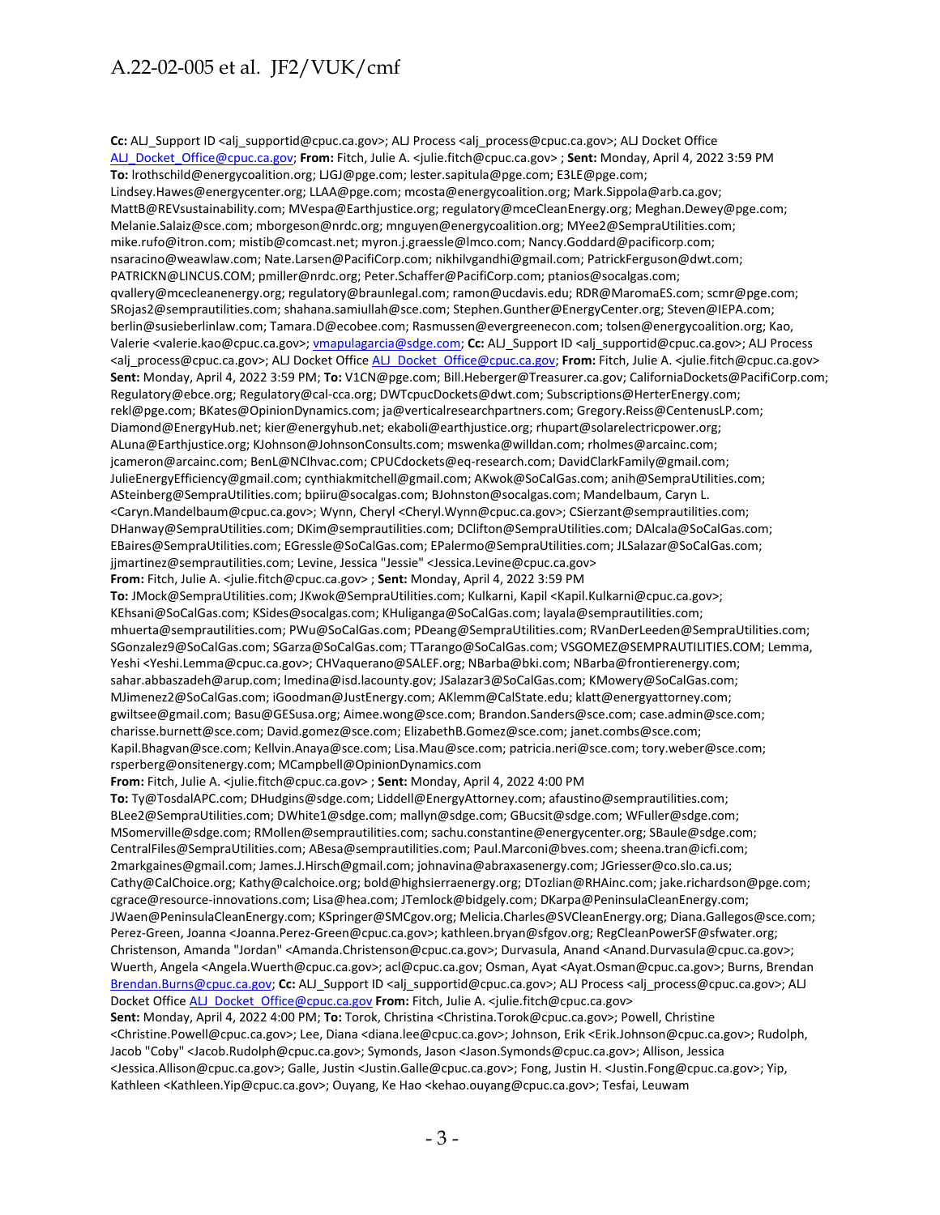**Cc:** ALJ_Support ID <alj_supportid@cpuc.ca.gov>; ALJ Process <alj_process@cpuc.ca.gov>; ALJ Docket Office ALJ_Docket_Office@cpuc.ca.gov; **From:** Fitch, Julie A. <julie.fitch@cpuc.ca.gov> ; **Sent:** Monday, April 4, 2022 3:59 PM **To:** lrothschild@energycoalition.org; LJGJ@pge.com; lester.sapitula@pge.com; E3LE@pge.com; Lindsey.Hawes@energycenter.org; LLAA@pge.com; mcosta@energycoalition.org; Mark.Sippola@arb.ca.gov; MattB@REVsustainability.com; MVespa@Earthjustice.org; regulatory@mceCleanEnergy.org; Meghan.Dewey@pge.com; Melanie.Salaiz@sce.com; mborgeson@nrdc.org; mnguyen@energycoalition.org; MYee2@SempraUtilities.com; mike.rufo@itron.com; mistib@comcast.net; myron.j.graessle@lmco.com; Nancy.Goddard@pacificorp.com; nsaracino@weawlaw.com; Nate.Larsen@PacifiCorp.com; nikhilvgandhi@gmail.com; PatrickFerguson@dwt.com; PATRICKN@LINCUS.COM; pmiller@nrdc.org; Peter.Schaffer@PacifiCorp.com; ptanios@socalgas.com; qvallery@mcecleanenergy.org; regulatory@braunlegal.com; ramon@ucdavis.edu; RDR@MaromaES.com; scmr@pge.com; SRojas2@semprautilities.com; shahana.samiullah@sce.com; Stephen.Gunther@EnergyCenter.org; Steven@IEPA.com; berlin@susieberlinlaw.com; Tamara.D@ecobee.com; Rasmussen@evergreenecon.com; tolsen@energycoalition.org; Kao, Valerie <valerie.kao@cpuc.ca.gov>; vmapulagarcia@sdge.com; **Cc:** ALJ_Support ID <alj_supportid@cpuc.ca.gov>; ALJ Process <alj_process@cpuc.ca.gov>; ALJ Docket Office ALJ_Docket_Office@cpuc.ca.gov; **From:** Fitch, Julie A. <julie.fitch@cpuc.ca.gov> **Sent:** Monday, April 4, 2022 3:59 PM; **To:** V1CN@pge.com; Bill.Heberger@Treasurer.ca.gov; CaliforniaDockets@PacifiCorp.com; Regulatory@ebce.org; Regulatory@cal-cca.org; DWTcpucDockets@dwt.com; Subscriptions@HerterEnergy.com; rekl@pge.com; BKates@OpinionDynamics.com; ja@verticalresearchpartners.com; Gregory.Reiss@CentenusLP.com; Diamond@EnergyHub.net; kier@energyhub.net; ekaboli@earthjustice.org; rhupart@solarelectricpower.org; ALuna@Earthjustice.org; KJohnson@JohnsonConsults.com; mswenka@willdan.com; rholmes@arcainc.com; jcameron@arcainc.com; BenL@NCIhvac.com; CPUCdockets@eq-research.com; DavidClarkFamily@gmail.com; JulieEnergyEfficiency@gmail.com; cynthiakmitchell@gmail.com; AKwok@SoCalGas.com; anih@SempraUtilities.com; ASteinberg@SempraUtilities.com; bpiiru@socalgas.com; BJohnston@socalgas.com; Mandelbaum, Caryn L. <Caryn.Mandelbaum@cpuc.ca.gov>; Wynn, Cheryl <Cheryl.Wynn@cpuc.ca.gov>; CSierzant@semprautilities.com; DHanway@SempraUtilities.com; DKim@semprautilities.com; DClifton@SempraUtilities.com; DAlcala@SoCalGas.com; EBaires@SempraUtilities.com; EGressle@SoCalGas.com; EPalermo@SempraUtilities.com; JLSalazar@SoCalGas.com; jjmartinez@semprautilities.com; Levine, Jessica "Jessie" <Jessica.Levine@cpuc.ca.gov>
**From:** Fitch, Julie A. <julie.fitch@cpuc.ca.gov> ; **Sent:** Monday, April 4, 2022 3:59 PM
**To:** JMock@SempraUtilities.com; JKwok@SempraUtilities.com; Kulkarni, Kapil <Kapil.Kulkarni@cpuc.ca.gov>; KEhsani@SoCalGas.com; KSides@socalgas.com; KHuliganga@SoCalGas.com; layala@semprautilities.com; mhuerta@semprautilities.com; PWu@SoCalGas.com; PDeang@SempraUtilities.com; RVanDerLeeden@SempraUtilities.com; SGonzalez9@SoCalGas.com; SGarza@SoCalGas.com; TTarango@SoCalGas.com; VSGOMEZ@SEMPRAUTILITIES.COM; Lemma, Yeshi <Yeshi.Lemma@cpuc.ca.gov>; CHVaquerano@SALEF.org; NBarba@bki.com; NBarba@frontierenergy.com; sahar.abbaszadeh@arup.com; lmedina@isd.lacounty.gov; JSalazar3@SoCalGas.com; KMowery@SoCalGas.com; MJimenez2@SoCalGas.com; iGoodman@JustEnergy.com; AKlemm@CalState.edu; klatt@energyattorney.com; gwiltsee@gmail.com; Basu@GESusa.org; Aimee.wong@sce.com; Brandon.Sanders@sce.com; case.admin@sce.com; charisse.burnett@sce.com; David.gomez@sce.com; ElizabethB.Gomez@sce.com; janet.combs@sce.com; Kapil.Bhagvan@sce.com; Kellvin.Anaya@sce.com; Lisa.Mau@sce.com; patricia.neri@sce.com; tory.weber@sce.com; rsperberg@onsitenergy.com; MCampbell@OpinionDynamics.com
**From:** Fitch, Julie A. <julie.fitch@cpuc.ca.gov> ; **Sent:** Monday, April 4, 2022 4:00 PM
**To:** Ty@TosdalAPC.com; DHudgins@sdge.com; Liddell@EnergyAttorney.com; afaustino@semprautilities.com; BLee2@SempraUtilities.com; DWhite1@sdge.com; mallyn@sdge.com; GBucsit@sdge.com; WFuller@sdge.com; MSomerville@sdge.com; RMollen@semprautilities.com; sachu.constantine@energycenter.org; SBaule@sdge.com; CentralFiles@SempraUtilities.com; ABesa@semprautilities.com; Paul.Marconi@bves.com; sheena.tran@icfi.com; 2markgaines@gmail.com; James.J.Hirsch@gmail.com; johnavina@abraxasenergy.com; JGriesser@co.slo.ca.us; Cathy@CalChoice.org; Kathy@calchoice.org; bold@highsierraenergy.org; DTozlian@RHAinc.com; jake.richardson@pge.com; cgrace@resource-innovations.com; Lisa@hea.com; JTemlock@bidgely.com; DKarpa@PeninsulaCleanEnergy.com; JWaen@PeninsulaCleanEnergy.com; KSpringer@SMCgov.org; Melicia.Charles@SVCleanEnergy.org; Diana.Gallegos@sce.com; Perez-Green, Joanna <Joanna.Perez-Green@cpuc.ca.gov>; kathleen.bryan@sfgov.org; RegCleanPowerSF@sfwater.org; Christenson, Amanda "Jordan" <Amanda.Christenson@cpuc.ca.gov>; Durvasula, Anand <Anand.Durvasula@cpuc.ca.gov>; Wuerth, Angela <Angela.Wuerth@cpuc.ca.gov>; acl@cpuc.ca.gov; Osman, Ayat <Ayat.Osman@cpuc.ca.gov>; Burns, Brendan Brendan.Burns@cpuc.ca.gov; **Cc:** ALJ_Support ID <alj_supportid@cpuc.ca.gov>; ALJ Process <alj_process@cpuc.ca.gov>; ALJ Docket Office ALJ_Docket_Office@cpuc.ca.gov **From:** Fitch, Julie A. <julie.fitch@cpuc.ca.gov>
**Sent:** Monday, April 4, 2022 4:00 PM; **To:** Torok, Christina <Christina.Torok@cpuc.ca.gov>; Powell, Christine <Christine.Powell@cpuc.ca.gov>; Lee, Diana <diana.lee@cpuc.ca.gov>; Johnson, Erik <Erik.Johnson@cpuc.ca.gov>; Rudolph, Jacob "Coby" <Jacob.Rudolph@cpuc.ca.gov>; Symonds, Jason <Jason.Symonds@cpuc.ca.gov>; Allison, Jessica <Jessica.Allison@cpuc.ca.gov>; Galle, Justin <Justin.Galle@cpuc.ca.gov>; Fong, Justin H. <Justin.Fong@cpuc.ca.gov>; Yip, Kathleen <Kathleen.Yip@cpuc.ca.gov>; Ouyang, Ke Hao <kehao.ouyang@cpuc.ca.gov>; Tesfai, Leuwam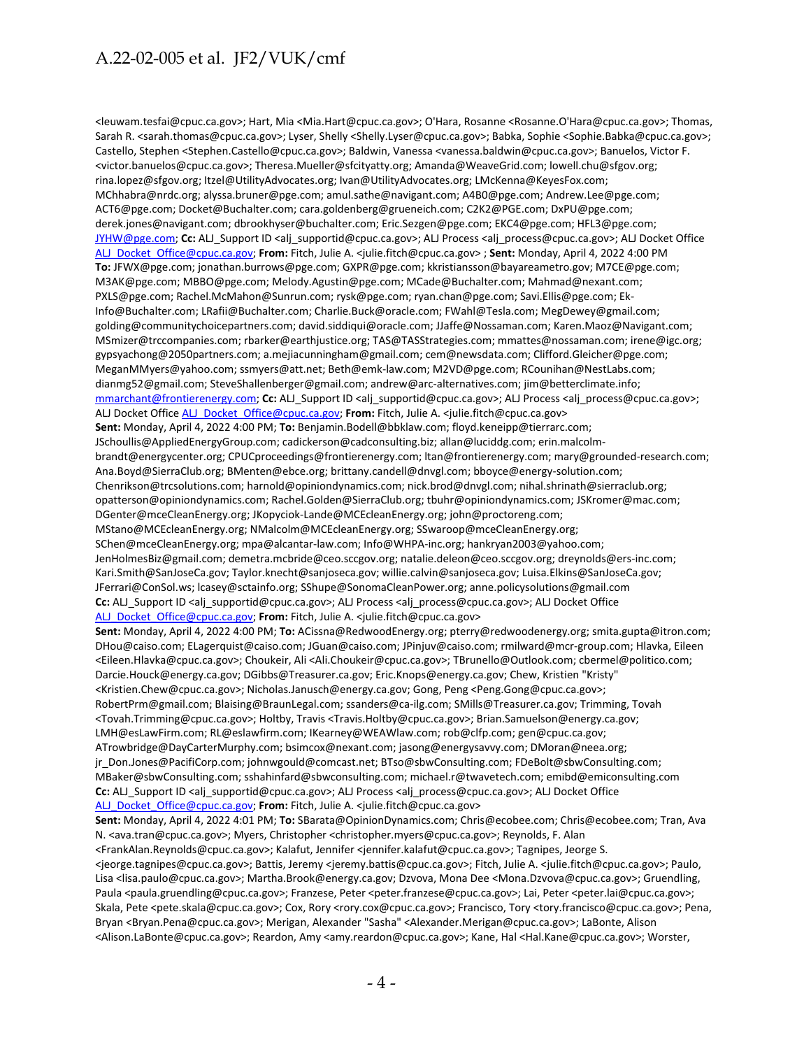<leuwam.tesfai@cpuc.ca.gov>; Hart, Mia <Mia.Hart@cpuc.ca.gov>; O'Hara, Rosanne <Rosanne.O'Hara@cpuc.ca.gov>; Thomas, Sarah R. <sarah.thomas@cpuc.ca.gov>; Lyser, Shelly <Shelly.Lyser@cpuc.ca.gov>; Babka, Sophie <Sophie.Babka@cpuc.ca.gov>; Castello, Stephen <Stephen.Castello@cpuc.ca.gov>; Baldwin, Vanessa <vanessa.baldwin@cpuc.ca.gov>; Banuelos, Victor F. <victor.banuelos@cpuc.ca.gov>; Theresa.Mueller@sfcityatty.org; Amanda@WeaveGrid.com; lowell.chu@sfgov.org; rina.lopez@sfgov.org; Itzel@UtilityAdvocates.org; Ivan@UtilityAdvocates.org; LMcKenna@KeyesFox.com; MChhabra@nrdc.org; alyssa.bruner@pge.com; amul.sathe@navigant.com; A4B0@pge.com; Andrew.Lee@pge.com; ACT6@pge.com; Docket@Buchalter.com; cara.goldenberg@grueneich.com; C2K2@PGE.com; DxPU@pge.com; derek.jones@navigant.com; dbrookhyser@buchalter.com; Eric.Sezgen@pge.com; EKC4@pge.com; HFL3@pge.com; JYHW@pge.com; **Cc:** ALJ_Support ID <alj_supportid@cpuc.ca.gov>; ALJ Process <alj_process@cpuc.ca.gov>; ALJ Docket Office ALJ_Docket_Office@cpuc.ca.gov; **From:** Fitch, Julie A. <julie.fitch@cpuc.ca.gov> ; **Sent:** Monday, April 4, 2022 4:00 PM **To:** JFWX@pge.com; jonathan.burrows@pge.com; GXPR@pge.com; kkristiansson@bayareametro.gov; M7CE@pge.com; M3AK@pge.com; MBBO@pge.com; Melody.Agustin@pge.com; MCade@Buchalter.com; Mahmad@nexant.com; PXLS@pge.com; Rachel.McMahon@Sunrun.com; rysk@pge.com; ryan.chan@pge.com; Savi.Ellis@pge.com; Ek-Info@Buchalter.com; LRafii@Buchalter.com; Charlie.Buck@oracle.com; FWahl@Tesla.com; MegDewey@gmail.com; golding@communitychoicepartners.com; david.siddiqui@oracle.com; JJaffe@Nossaman.com; Karen.Maoz@Navigant.com; MSmizer@trccompanies.com; rbarker@earthjustice.org; TAS@TASStrategies.com; mmattes@nossaman.com; irene@igc.org; gypsyachong@2050partners.com; a.mejiacunningham@gmail.com; cem@newsdata.com; Clifford.Gleicher@pge.com; MeganMMyers@yahoo.com; ssmyers@att.net; Beth@emk-law.com; M2VD@pge.com; RCounihan@NestLabs.com; dianmg52@gmail.com; SteveShallenberger@gmail.com; andrew@arc-alternatives.com; jim@betterclimate.info; mmarchant@frontierenergy.com; **Cc:** ALJ_Support ID <alj_supportid@cpuc.ca.gov>; ALJ Process <alj_process@cpuc.ca.gov>; ALJ Docket Office ALJ_Docket_Office@cpuc.ca.gov; **From:** Fitch, Julie A. <julie.fitch@cpuc.ca.gov>
**Sent:** Monday, April 4, 2022 4:00 PM; **To:** Benjamin.Bodell@bbklaw.com; floyd.keneipp@tierrarc.com; JSchoullis@AppliedEnergyGroup.com; cadickerson@cadconsulting.biz; allan@luciddg.com; erin.malcolm-brandt@energycenter.org; CPUCproceedings@frontierenergy.com; ltan@frontierenergy.com; mary@grounded-research.com; Ana.Boyd@SierraClub.org; BMenten@ebce.org; brittany.candell@dnvgl.com; bboyce@energy-solution.com; Chenrikson@trcsolutions.com; harnold@opiniondynamics.com; nick.brod@dnvgl.com; nihal.shrinath@sierraclub.org; opatterson@opiniondynamics.com; Rachel.Golden@SierraClub.org; tbuhr@opiniondynamics.com; JSKromer@mac.com; DGenter@mceCleanEnergy.org; JKopyciok-Lande@MCEcleanEnergy.org; john@proctoreng.com; MStano@MCEcleanEnergy.org; NMalcolm@MCEcleanEnergy.org; SSwaroop@mceCleanEnergy.org; SChen@mceCleanEnergy.org; mpa@alcantar-law.com; Info@WHPA-inc.org; hankryan2003@yahoo.com; JenHolmesBiz@gmail.com; demetra.mcbride@ceo.sccgov.org; natalie.deleon@ceo.sccgov.org; dreynolds@ers-inc.com; Kari.Smith@SanJoseCa.gov; Taylor.knecht@sanjoseca.gov; willie.calvin@sanjoseca.gov; Luisa.Elkins@SanJoseCa.gov; JFerrari@ConSol.ws; lcasey@sctainfo.org; SShupe@SonomaCleanPower.org; anne.policysolutions@gmail.com
**Cc:** ALJ_Support ID <alj_supportid@cpuc.ca.gov>; ALJ Process <alj_process@cpuc.ca.gov>; ALJ Docket Office ALJ_Docket_Office@cpuc.ca.gov; **From:** Fitch, Julie A. <julie.fitch@cpuc.ca.gov>
**Sent:** Monday, April 4, 2022 4:00 PM; **To:** ACissna@RedwoodEnergy.org; pterry@redwoodenergy.org; smita.gupta@itron.com; DHou@caiso.com; ELagerquist@caiso.com; JGuan@caiso.com; JPinjuv@caiso.com; rmilward@mcr-group.com; Hlavka, Eileen <Eileen.Hlavka@cpuc.ca.gov>; Choukeir, Ali <Ali.Choukeir@cpuc.ca.gov>; TBrunello@Outlook.com; cbermel@politico.com; Darcie.Houck@energy.ca.gov; DGibbs@Treasurer.ca.gov; Eric.Knops@energy.ca.gov; Chew, Kristien "Kristy" <Kristien.Chew@cpuc.ca.gov>; Nicholas.Janusch@energy.ca.gov; Gong, Peng <Peng.Gong@cpuc.ca.gov>; RobertPrm@gmail.com; Blaising@BraunLegal.com; ssanders@ca-ilg.com; SMills@Treasurer.ca.gov; Trimming, Tovah <Tovah.Trimming@cpuc.ca.gov>; Holtby, Travis <Travis.Holtby@cpuc.ca.gov>; Brian.Samuelson@energy.ca.gov; LMH@esLawFirm.com; RL@eslawfirm.com; IKearney@WEAWlaw.com; rob@clfp.com; gen@cpuc.ca.gov; ATrowbridge@DayCarterMurphy.com; bsimcox@nexant.com; jasong@energysavvy.com; DMoran@neea.org; jr_Don.Jones@PacifiCorp.com; johnwgould@comcast.net; BTso@sbwConsulting.com; FDeBolt@sbwConsulting.com; MBaker@sbwConsulting.com; sshahinfard@sbwconsulting.com; michael.r@twavetech.com; emibd@emiconsulting.com
**Cc:** ALJ_Support ID <alj_supportid@cpuc.ca.gov>; ALJ Process <alj_process@cpuc.ca.gov>; ALJ Docket Office ALJ_Docket_Office@cpuc.ca.gov; **From:** Fitch, Julie A. <julie.fitch@cpuc.ca.gov>
**Sent:** Monday, April 4, 2022 4:01 PM; **To:** SBarata@OpinionDynamics.com; Chris@ecobee.com; Chris@ecobee.com; Tran, Ava N. <ava.tran@cpuc.ca.gov>; Myers, Christopher <christopher.myers@cpuc.ca.gov>; Reynolds, F. Alan <FrankAlan.Reynolds@cpuc.ca.gov>; Kalafut, Jennifer <jennifer.kalafut@cpuc.ca.gov>; Tagnipes, Jeorge S. <jeorge.tagnipes@cpuc.ca.gov>; Battis, Jeremy <jeremy.battis@cpuc.ca.gov>; Fitch, Julie A. <julie.fitch@cpuc.ca.gov>; Paulo, Lisa <lisa.paulo@cpuc.ca.gov>; Martha.Brook@energy.ca.gov; Dzvova, Mona Dee <Mona.Dzvova@cpuc.ca.gov>; Gruendling, Paula <paula.gruendling@cpuc.ca.gov>; Franzese, Peter <peter.franzese@cpuc.ca.gov>; Lai, Peter <peter.lai@cpuc.ca.gov>; Skala, Pete <pete.skala@cpuc.ca.gov>; Cox, Rory <rory.cox@cpuc.ca.gov>; Francisco, Tory <tory.francisco@cpuc.ca.gov>; Pena, Bryan <Bryan.Pena@cpuc.ca.gov>; Merigan, Alexander "Sasha" <Alexander.Merigan@cpuc.ca.gov>; LaBonte, Alison <Alison.LaBonte@cpuc.ca.gov>; Reardon, Amy <amy.reardon@cpuc.ca.gov>; Kane, Hal <Hal.Kane@cpuc.ca.gov>; Worster,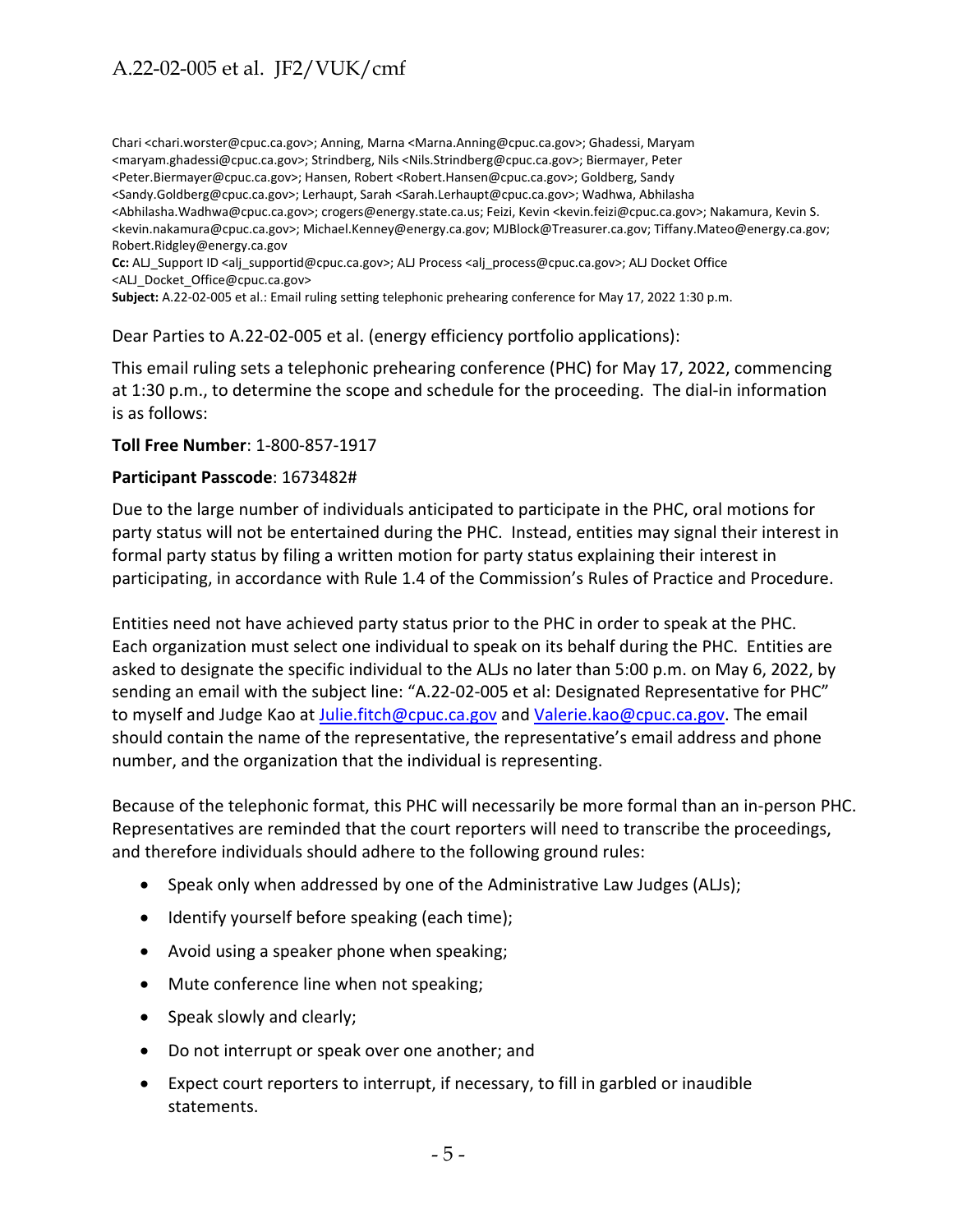Chari <chari.worster@cpuc.ca.gov>; Anning, Marna <Marna.Anning@cpuc.ca.gov>; Ghadessi, Maryam <maryam.ghadessi@cpuc.ca.gov>; Strindberg, Nils <Nils.Strindberg@cpuc.ca.gov>; Biermayer, Peter <Peter.Biermayer@cpuc.ca.gov>; Hansen, Robert <Robert.Hansen@cpuc.ca.gov>; Goldberg, Sandy <Sandy.Goldberg@cpuc.ca.gov>; Lerhaupt, Sarah <Sarah.Lerhaupt@cpuc.ca.gov>; Wadhwa, Abhilasha <Abhilasha.Wadhwa@cpuc.ca.gov>; crogers@energy.state.ca.us; Feizi, Kevin <kevin.feizi@cpuc.ca.gov>; Nakamura, Kevin S. <kevin.nakamura@cpuc.ca.gov>; Michael.Kenney@energy.ca.gov; MJBlock@Treasurer.ca.gov; Tiffany.Mateo@energy.ca.gov; Robert.Ridgley@energy.ca.gov
**Cc:** ALJ_Support ID <alj_supportid@cpuc.ca.gov>; ALJ Process <alj_process@cpuc.ca.gov>; ALJ Docket Office <ALJ_Docket_Office@cpuc.ca.gov>
**Subject:** A.22-02-005 et al.: Email ruling setting telephonic prehearing conference for May 17, 2022 1:30 p.m.

Dear Parties to A.22-02-005 et al. (energy efficiency portfolio applications):

This email ruling sets a telephonic prehearing conference (PHC) for May 17, 2022, commencing at 1:30 p.m., to determine the scope and schedule for the proceeding. The dial-in information is as follows:

**Toll Free Number**: 1-800-857-1917

**Participant Passcode**: 1673482#

Due to the large number of individuals anticipated to participate in the PHC, oral motions for party status will not be entertained during the PHC. Instead, entities may signal their interest in formal party status by filing a written motion for party status explaining their interest in participating, in accordance with Rule 1.4 of the Commission's Rules of Practice and Procedure.

Entities need not have achieved party status prior to the PHC in order to speak at the PHC. Each organization must select one individual to speak on its behalf during the PHC. Entities are asked to designate the specific individual to the ALJs no later than 5:00 p.m. on May 6, 2022, by sending an email with the subject line: "A.22-02-005 et al: Designated Representative for PHC" to myself and Judge Kao at Julie.fitch@cpuc.ca.gov and Valerie.kao@cpuc.ca.gov. The email should contain the name of the representative, the representative's email address and phone number, and the organization that the individual is representing.

Because of the telephonic format, this PHC will necessarily be more formal than an in-person PHC. Representatives are reminded that the court reporters will need to transcribe the proceedings, and therefore individuals should adhere to the following ground rules:

- Speak only when addressed by one of the Administrative Law Judges (ALJs);
- Identify yourself before speaking (each time);
- Avoid using a speaker phone when speaking;
- Mute conference line when not speaking;
- Speak slowly and clearly;
- Do not interrupt or speak over one another; and
- Expect court reporters to interrupt, if necessary, to fill in garbled or inaudible statements.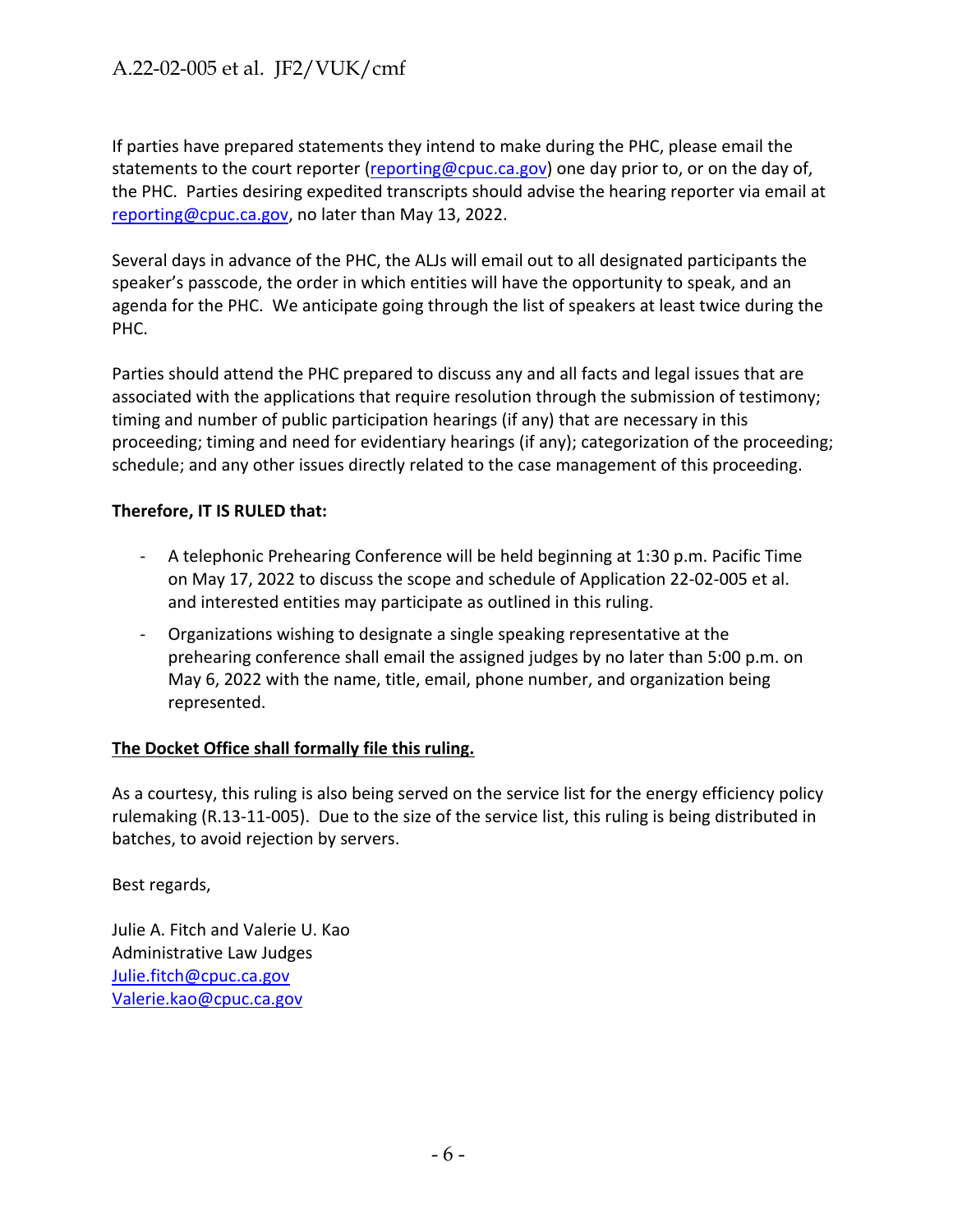If parties have prepared statements they intend to make during the PHC, please email the statements to the court reporter (reporting@cpuc.ca.gov) one day prior to, or on the day of, the PHC. Parties desiring expedited transcripts should advise the hearing reporter via email at reporting@cpuc.ca.gov, no later than May 13, 2022.

Several days in advance of the PHC, the ALJs will email out to all designated participants the speaker's passcode, the order in which entities will have the opportunity to speak, and an agenda for the PHC. We anticipate going through the list of speakers at least twice during the PHC.

Parties should attend the PHC prepared to discuss any and all facts and legal issues that are associated with the applications that require resolution through the submission of testimony; timing and number of public participation hearings (if any) that are necessary in this proceeding; timing and need for evidentiary hearings (if any); categorization of the proceeding; schedule; and any other issues directly related to the case management of this proceeding.

**Therefore, IT IS RULED that:**

- A telephonic Prehearing Conference will be held beginning at 1:30 p.m. Pacific Time on May 17, 2022 to discuss the scope and schedule of Application 22-02-005 et al. and interested entities may participate as outlined in this ruling.
- Organizations wishing to designate a single speaking representative at the prehearing conference shall email the assigned judges by no later than 5:00 p.m. on May 6, 2022 with the name, title, email, phone number, and organization being represented.

**The Docket Office shall formally file this ruling.**

As a courtesy, this ruling is also being served on the service list for the energy efficiency policy rulemaking (R.13-11-005). Due to the size of the service list, this ruling is being distributed in batches, to avoid rejection by servers.

Best regards,

Julie A. Fitch and Valerie U. Kao
Administrative Law Judges
Julie.fitch@cpuc.ca.gov
Valerie.kao@cpuc.ca.gov